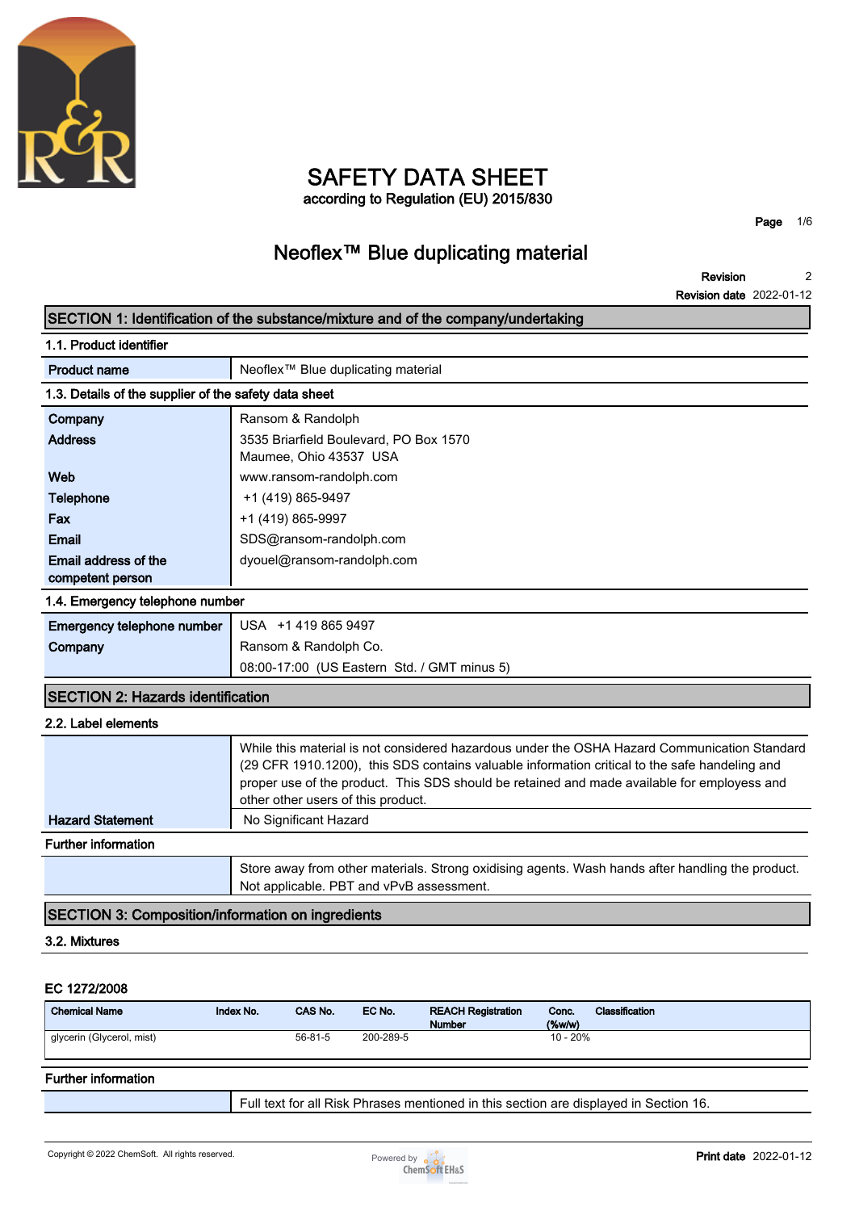# SAFETY DATA SHEET

according to Regulation (EU) 2015/830

## Neoflex™ Blue duplicating material

**Revision** 2
**Revision date** 2022-01-12

## SECTION 1: Identification of the substance/mixture and of the company/undertaking

### 1.1. Product identifier

| | |
|---|---|
| **Product name** | Neoflex™ Blue duplicating material |

### 1.3. Details of the supplier of the safety data sheet

| | |
|---|---|
| **Company** | Ransom & Randolph |
| **Address** | 3535 Briarfield Boulevard, PO Box 1570<br>Maumee, Ohio 43537 USA |
| **Web** | www.ransom-randolph.com |
| **Telephone** | +1 (419) 865-9497 |
| **Fax** | +1 (419) 865-9997 |
| **Email** | SDS@ransom-randolph.com |
| **Email address of the competent person** | dyouel@ransom-randolph.com |

### 1.4. Emergency telephone number

| | |
|---|---|
| **Emergency telephone number** | USA +1 419 865 9497 |
| **Company** | Ransom & Randolph Co.<br>08:00-17:00 (US Eastern Std. / GMT minus 5) |

## SECTION 2: Hazards identification

### 2.2. Label elements

| | |
|---|---|
| | While this material is not considered hazardous under the OSHA Hazard Communication Standard (29 CFR 1910.1200), this SDS contains valuable information critical to the safe handeling and proper use of the product. This SDS should be retained and made available for employess and other other users of this product. |
| **Hazard Statement** | No Significant Hazard |

**Further information**

| | |
|---|---|
| | Store away from other materials. Strong oxidising agents. Wash hands after handling the product. Not applicable. PBT and vPvB assessment. |

## SECTION 3: Composition/information on ingredients

### 3.2. Mixtures

**EC 1272/2008**

| Chemical Name | Index No. | CAS No. | EC No. | REACH Registration Number | Conc. (%w/w) | Classification |
|---|---|---|---|---|---|---|
| glycerin (Glycerol, mist) | | 56-81-5 | 200-289-5 | | 10 - 20% | |

**Further information**

| | |
|---|---|
| | Full text for all Risk Phrases mentioned in this section are displayed in Section 16. |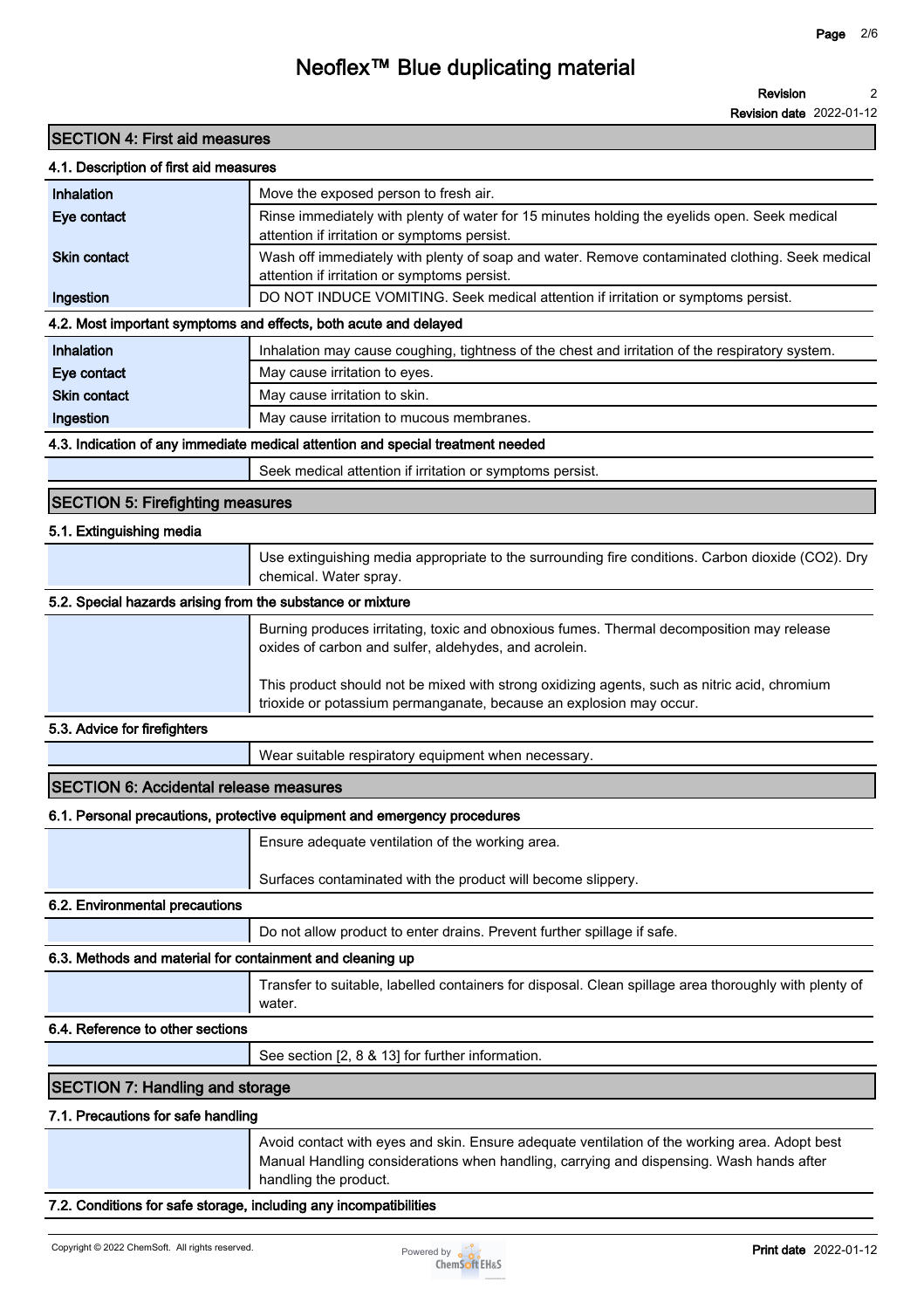## SECTION 4: First aid measures

### 4.1. Description of first aid measures

| | |
|---|---|
| **Inhalation** | Move the exposed person to fresh air. |
| **Eye contact** | Rinse immediately with plenty of water for 15 minutes holding the eyelids open. Seek medical attention if irritation or symptoms persist. |
| **Skin contact** | Wash off immediately with plenty of soap and water. Remove contaminated clothing. Seek medical attention if irritation or symptoms persist. |
| **Ingestion** | DO NOT INDUCE VOMITING. Seek medical attention if irritation or symptoms persist. |

### 4.2. Most important symptoms and effects, both acute and delayed

| | |
|---|---|
| **Inhalation** | Inhalation may cause coughing, tightness of the chest and irritation of the respiratory system. |
| **Eye contact** | May cause irritation to eyes. |
| **Skin contact** | May cause irritation to skin. |
| **Ingestion** | May cause irritation to mucous membranes. |

### 4.3. Indication of any immediate medical attention and special treatment needed

Seek medical attention if irritation or symptoms persist.

## SECTION 5: Firefighting measures

### 5.1. Extinguishing media

Use extinguishing media appropriate to the surrounding fire conditions. Carbon dioxide ($CO_2$). Dry chemical. Water spray.

### 5.2. Special hazards arising from the substance or mixture

Burning produces irritating, toxic and obnoxious fumes. Thermal decomposition may release oxides of carbon and sulfer, aldehydes, and acrolein.

This product should not be mixed with strong oxidizing agents, such as nitric acid, chromium trioxide or potassium permanganate, because an explosion may occur.

### 5.3. Advice for firefighters

Wear suitable respiratory equipment when necessary.

## SECTION 6: Accidental release measures

### 6.1. Personal precautions, protective equipment and emergency procedures

Ensure adequate ventilation of the working area.

Surfaces contaminated with the product will become slippery.

### 6.2. Environmental precautions

Do not allow product to enter drains. Prevent further spillage if safe.

### 6.3. Methods and material for containment and cleaning up

Transfer to suitable, labelled containers for disposal. Clean spillage area thoroughly with plenty of water.

### 6.4. Reference to other sections

See section [2, 8 & 13] for further information.

## SECTION 7: Handling and storage

### 7.1. Precautions for safe handling

Avoid contact with eyes and skin. Ensure adequate ventilation of the working area. Adopt best Manual Handling considerations when handling, carrying and dispensing. Wash hands after handling the product.

### 7.2. Conditions for safe storage, including any incompatibilities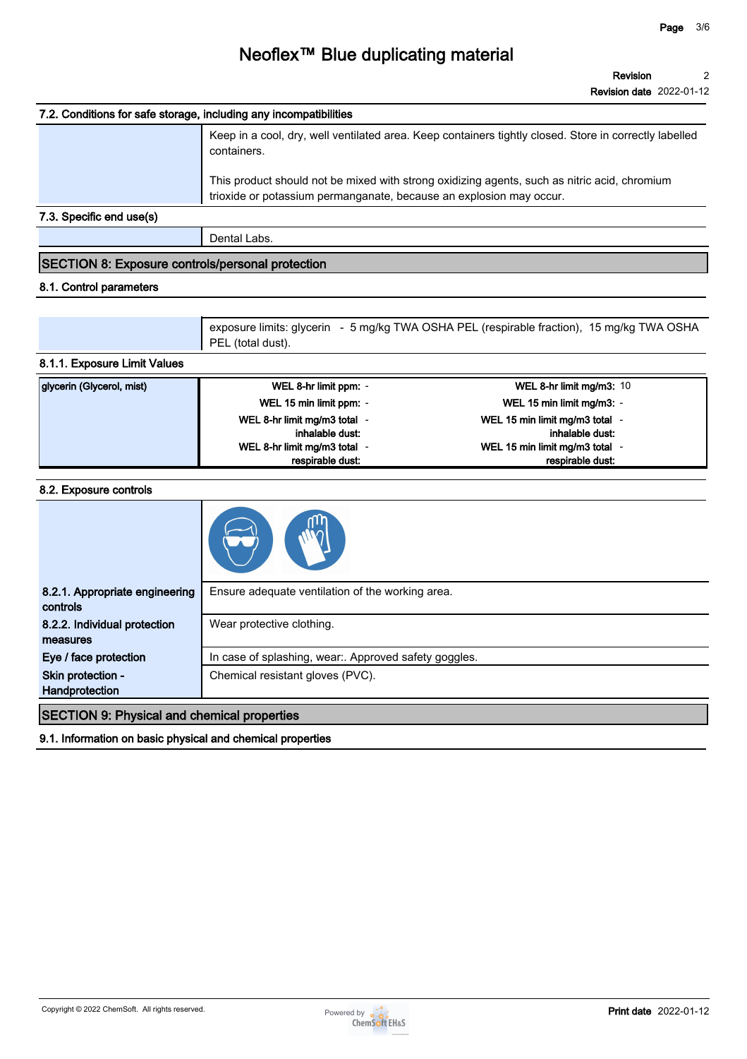### 7.2. Conditions for safe storage, including any incompatibilities

Keep in a cool, dry, well ventilated area. Keep containers tightly closed. Store in correctly labelled containers.

This product should not be mixed with strong oxidizing agents, such as nitric acid, chromium trioxide or potassium permanganate, because an explosion may occur.

### 7.3. Specific end use(s)

Dental Labs.

## SECTION 8: Exposure controls/personal protection

### 8.1. Control parameters

exposure limits: glycerin - 5 mg/kg TWA OSHA PEL (respirable fraction), 15 mg/kg TWA OSHA PEL (total dust).

### 8.1.1. Exposure Limit Values

| glycerin (Glycerol, mist) | | | | |
|---|---|---|---|---|
| | WEL 8-hr limit ppm: | - | WEL 8-hr limit mg/m3: | 10 |
| | WEL 15 min limit ppm: | - | WEL 15 min limit mg/m3: | - |
| | WEL 8-hr limit mg/m3 total inhalable dust: | - | WEL 15 min limit mg/m3 total inhalable dust: | - |
| | WEL 8-hr limit mg/m3 total respirable dust: | - | WEL 15 min limit mg/m3 total respirable dust: | - |

### 8.2. Exposure controls

| | |
|---|---|
| **8.2.1. Appropriate engineering controls** | Ensure adequate ventilation of the working area. |
| **8.2.2. Individual protection measures** | Wear protective clothing. |
| **Eye / face protection** | In case of splashing, wear:. Approved safety goggles. |
| **Skin protection - Handprotection** | Chemical resistant gloves (PVC). |

## SECTION 9: Physical and chemical properties

### 9.1. Information on basic physical and chemical properties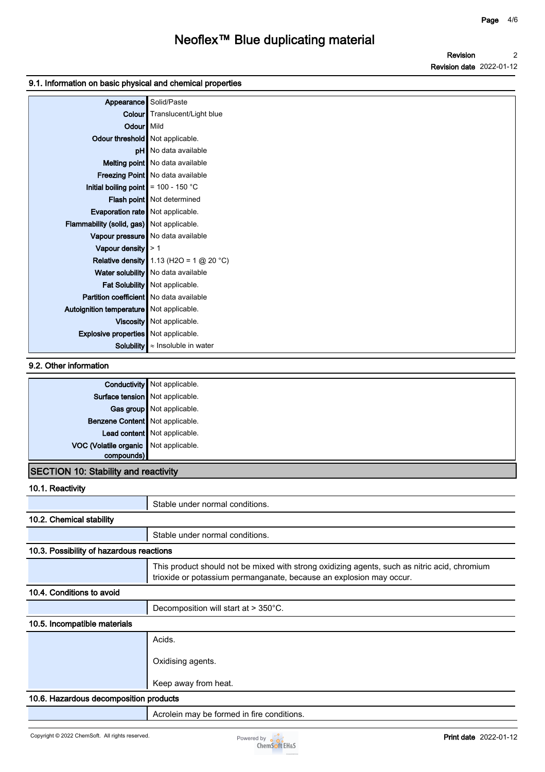### 9.1. Information on basic physical and chemical properties

| Property | Value |
| --- | --- |
| Appearance | Solid/Paste |
| Colour | Translucent/Light blue |
| Odour | Mild |
| Odour threshold | Not applicable. |
| pH | No data available |
| Melting point | No data available |
| Freezing Point | No data available |
| Initial boiling point | = 100 - 150 °C |
| Flash point | Not determined |
| Evaporation rate | Not applicable. |
| Flammability (solid, gas) | Not applicable. |
| Vapour pressure | No data available |
| Vapour density | > 1 |
| Relative density | 1.13 ($H_2O$ = 1 @ 20 °C) |
| Water solubility | No data available |
| Fat Solubility | Not applicable. |
| Partition coefficient | No data available |
| Autoignition temperature | Not applicable. |
| Viscosity | Not applicable. |
| Explosive properties | Not applicable. |
| Solubility | ≈ Insoluble in water |

### 9.2. Other information

| Property | Value |
| --- | --- |
| Conductivity | Not applicable. |
| Surface tension | Not applicable. |
| Gas group | Not applicable. |
| Benzene Content | Not applicable. |
| Lead content | Not applicable. |
| VOC (Volatile organic compounds) | Not applicable. |

## SECTION 10: Stability and reactivity

### 10.1. Reactivity

Stable under normal conditions.

### 10.2. Chemical stability

Stable under normal conditions.

### 10.3. Possibility of hazardous reactions

This product should not be mixed with strong oxidizing agents, such as nitric acid, chromium trioxide or potassium permanganate, because an explosion may occur.

### 10.4. Conditions to avoid

Decomposition will start at > 350°C.

### 10.5. Incompatible materials

Acids.

Oxidising agents.

Keep away from heat.

### 10.6. Hazardous decomposition products

Acrolein may be formed in fire conditions.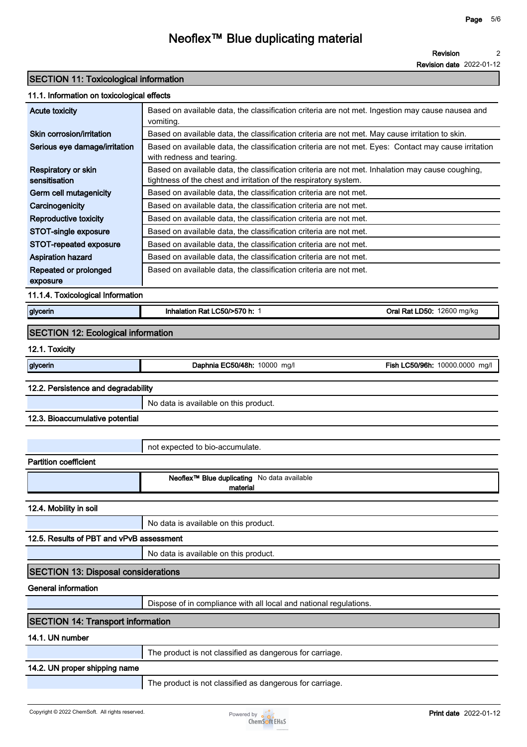## SECTION 11: Toxicological information

### 11.1. Information on toxicological effects

| | |
|---|---|
| **Acute toxicity** | Based on available data, the classification criteria are not met. Ingestion may cause nausea and vomiting. |
| **Skin corrosion/irritation** | Based on available data, the classification criteria are not met. May cause irritation to skin. |
| **Serious eye damage/irritation** | Based on available data, the classification criteria are not met. Eyes: Contact may cause irritation with redness and tearing. |
| **Respiratory or skin sensitisation** | Based on available data, the classification criteria are not met. Inhalation may cause coughing, tightness of the chest and irritation of the respiratory system. |
| **Germ cell mutagenicity** | Based on available data, the classification criteria are not met. |
| **Carcinogenicity** | Based on available data, the classification criteria are not met. |
| **Reproductive toxicity** | Based on available data, the classification criteria are not met. |
| **STOT-single exposure** | Based on available data, the classification criteria are not met. |
| **STOT-repeated exposure** | Based on available data, the classification criteria are not met. |
| **Aspiration hazard** | Based on available data, the classification criteria are not met. |
| **Repeated or prolonged exposure** | Based on available data, the classification criteria are not met. |

### 11.1.4. Toxicological Information

| | | |
|---|---|---|
| glycerin | **Inhalation Rat LC50/>570 h:** 1 | **Oral Rat LD50:** 12600 mg/kg |

## SECTION 12: Ecological information

### 12.1. Toxicity

| | | |
|---|---|---|
| glycerin | **Daphnia EC50/48h:** 10000 mg/l | **Fish LC50/96h:** 10000.0000 mg/l |

### 12.2. Persistence and degradability

No data is available on this product.

### 12.3. Bioaccumulative potential

not expected to bio-accumulate.

**Partition coefficient**

| | |
|---|---|
| **Neoflex™ Blue duplicating material** | No data available |

### 12.4. Mobility in soil

No data is available on this product.

### 12.5. Results of PBT and vPvB assessment

No data is available on this product.

## SECTION 13: Disposal considerations

**General information**

Dispose of in compliance with all local and national regulations.

## SECTION 14: Transport information

### 14.1. UN number

The product is not classified as dangerous for carriage.

### 14.2. UN proper shipping name

The product is not classified as dangerous for carriage.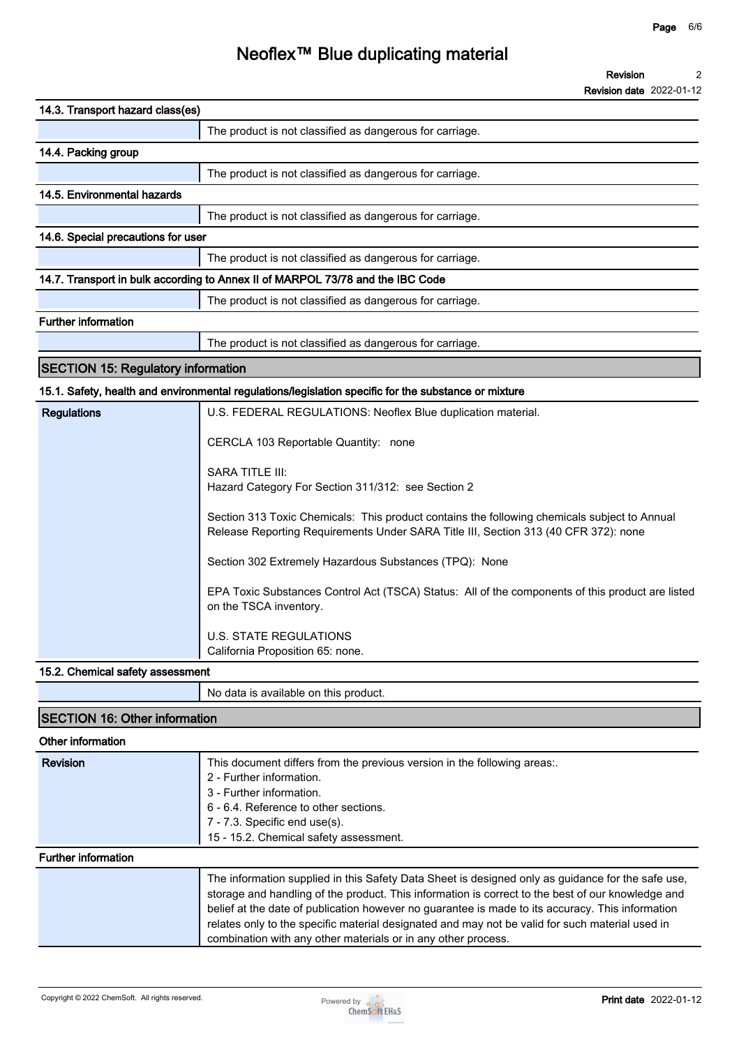### 14.3. Transport hazard class(es)

| | |
|---|---|
| | The product is not classified as dangerous for carriage. |

### 14.4. Packing group

| | |
|---|---|
| | The product is not classified as dangerous for carriage. |

### 14.5. Environmental hazards

| | |
|---|---|
| | The product is not classified as dangerous for carriage. |

### 14.6. Special precautions for user

| | |
|---|---|
| | The product is not classified as dangerous for carriage. |

### 14.7. Transport in bulk according to Annex II of MARPOL 73/78 and the IBC Code

| | |
|---|---|
| | The product is not classified as dangerous for carriage. |

### Further information

| | |
|---|---|
| | The product is not classified as dangerous for carriage. |

## SECTION 15: Regulatory information

### 15.1. Safety, health and environmental regulations/legislation specific for the substance or mixture

| | |
|---|---|
| **Regulations** | U.S. FEDERAL REGULATIONS: Neoflex Blue duplication material.<br><br>CERCLA 103 Reportable Quantity: none<br><br>SARA TITLE III:<br>Hazard Category For Section 311/312: see Section 2<br><br>Section 313 Toxic Chemicals: This product contains the following chemicals subject to Annual Release Reporting Requirements Under SARA Title III, Section 313 (40 CFR 372): none<br><br>Section 302 Extremely Hazardous Substances (TPQ): None<br><br>EPA Toxic Substances Control Act (TSCA) Status: All of the components of this product are listed on the TSCA inventory.<br><br>U.S. STATE REGULATIONS<br>California Proposition 65: none. |

### 15.2. Chemical safety assessment

| | |
|---|---|
| | No data is available on this product. |

## SECTION 16: Other information

### Other information

| | |
|---|---|
| **Revision** | This document differs from the previous version in the following areas:.<br>2 - Further information.<br>3 - Further information.<br>6 - 6.4. Reference to other sections.<br>7 - 7.3. Specific end use(s).<br>15 - 15.2. Chemical safety assessment. |

### Further information

| | |
|---|---|
| | The information supplied in this Safety Data Sheet is designed only as guidance for the safe use, storage and handling of the product. This information is correct to the best of our knowledge and belief at the date of publication however no guarantee is made to its accuracy. This information relates only to the specific material designated and may not be valid for such material used in combination with any other materials or in any other process. |